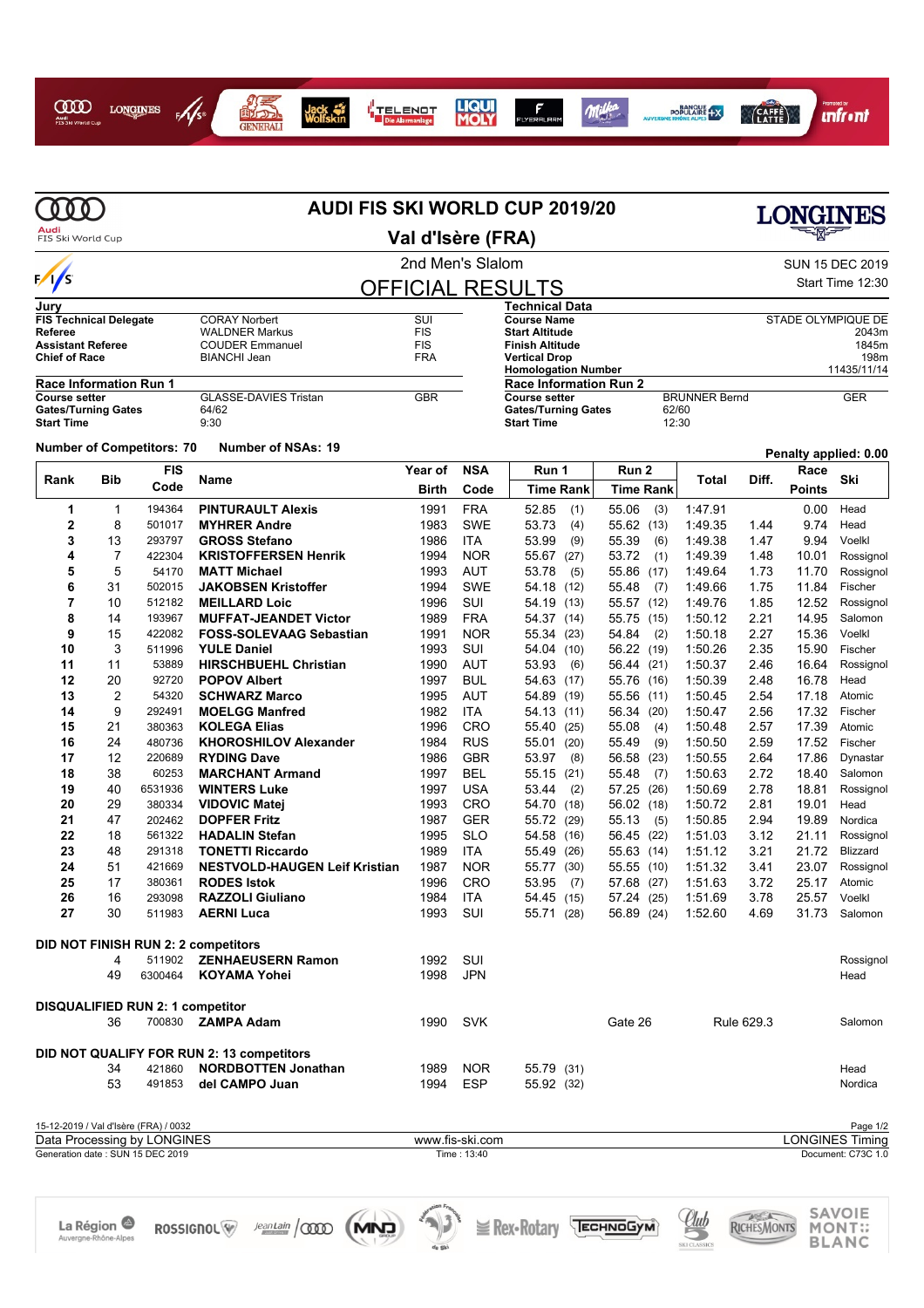# AUDI FIS SKI WORLD CUP 2019/20

## Val d'Isère (FRA)

2nd Men's Slalom

SUN 15 DEC 2019

Start Time 12:30

## OFFICIAL RESULTS

| Jury | | |
|---|---|---|
| FIS Technical Delegate | CORAY Norbert | SUI |
| Referee | WALDNER Markus | FIS |
| Assistant Referee | COUDER Emmanuel | FIS |
| Chief of Race | BIANCHI Jean | FRA |

| Technical Data | |
|---|---|
| Course Name | STADE OLYMPIQUE DE |
| Start Altitude | 2043m |
| Finish Altitude | 1845m |
| Vertical Drop | 198m |
| Homologation Number | 11435/11/14 |

| Race Information Run 1 | | |
|---|---|---|
| Course setter | GLASSE-DAVIES Tristan | GBR |
| Gates/Turning Gates | 64/62 | |
| Start Time | 9:30 | |

| Race Information Run 2 | | |
|---|---|---|
| Course setter | BRUNNER Bernd | GER |
| Gates/Turning Gates | 62/60 | |
| Start Time | 12:30 | |

Number of Competitors: 70 Number of NSAs: 19

Penalty applied: 0.00

| Rank | Bib | FIS Code | Name | Year of Birth | NSA Code | Run 1 Time | Run 1 Rank | Run 2 Time | Run 2 Rank | Total | Diff. | Race Points | Ski |
|---|---|---|---|---|---|---|---|---|---|---|---|---|---|
| 1 | 1 | 194364 | **PINTURAULT Alexis** | 1991 | FRA | 52.85 | (1) | 55.06 | (3) | 1:47.91 | | 0.00 | Head |
| 2 | 8 | 501017 | **MYHRER Andre** | 1983 | SWE | 53.73 | (4) | 55.62 | (13) | 1:49.35 | 1.44 | 9.74 | Head |
| 3 | 13 | 293797 | **GROSS Stefano** | 1986 | ITA | 53.99 | (9) | 55.39 | (6) | 1:49.38 | 1.47 | 9.94 | Voelkl |
| 4 | 7 | 422304 | **KRISTOFFERSEN Henrik** | 1994 | NOR | 55.67 | (27) | 53.72 | (1) | 1:49.39 | 1.48 | 10.01 | Rossignol |
| 5 | 5 | 54170 | **MATT Michael** | 1993 | AUT | 53.78 | (5) | 55.86 | (17) | 1:49.64 | 1.73 | 11.70 | Rossignol |
| 6 | 31 | 502015 | **JAKOBSEN Kristoffer** | 1994 | SWE | 54.18 | (12) | 55.48 | (7) | 1:49.66 | 1.75 | 11.84 | Fischer |
| 7 | 10 | 512182 | **MEILLARD Loic** | 1996 | SUI | 54.19 | (13) | 55.57 | (12) | 1:49.76 | 1.85 | 12.52 | Rossignol |
| 8 | 14 | 193967 | **MUFFAT-JEANDET Victor** | 1989 | FRA | 54.37 | (14) | 55.75 | (15) | 1:50.12 | 2.21 | 14.95 | Salomon |
| 9 | 15 | 422082 | **FOSS-SOLEVAAG Sebastian** | 1991 | NOR | 55.34 | (23) | 54.84 | (2) | 1:50.18 | 2.27 | 15.36 | Voelkl |
| 10 | 3 | 511996 | **YULE Daniel** | 1993 | SUI | 54.04 | (10) | 56.22 | (19) | 1:50.26 | 2.35 | 15.90 | Fischer |
| 11 | 11 | 53889 | **HIRSCHBUEHL Christian** | 1990 | AUT | 53.93 | (6) | 56.44 | (21) | 1:50.37 | 2.46 | 16.64 | Rossignol |
| 12 | 20 | 92720 | **POPOV Albert** | 1997 | BUL | 54.63 | (17) | 55.76 | (16) | 1:50.39 | 2.48 | 16.78 | Head |
| 13 | 2 | 54320 | **SCHWARZ Marco** | 1995 | AUT | 54.89 | (19) | 55.56 | (11) | 1:50.45 | 2.54 | 17.18 | Atomic |
| 14 | 9 | 292491 | **MOELGG Manfred** | 1982 | ITA | 54.13 | (11) | 56.34 | (20) | 1:50.47 | 2.56 | 17.32 | Fischer |
| 15 | 21 | 380363 | **KOLEGA Elias** | 1996 | CRO | 55.40 | (25) | 55.08 | (4) | 1:50.48 | 2.57 | 17.39 | Atomic |
| 16 | 24 | 480736 | **KHOROSHILOV Alexander** | 1984 | RUS | 55.01 | (20) | 55.49 | (9) | 1:50.50 | 2.59 | 17.52 | Fischer |
| 17 | 12 | 220689 | **RYDING Dave** | 1986 | GBR | 53.97 | (8) | 56.58 | (23) | 1:50.55 | 2.64 | 17.86 | Dynastar |
| 18 | 38 | 60253 | **MARCHANT Armand** | 1997 | BEL | 55.15 | (21) | 55.48 | (7) | 1:50.63 | 2.72 | 18.40 | Salomon |
| 19 | 40 | 6531936 | **WINTERS Luke** | 1997 | USA | 53.44 | (2) | 57.25 | (26) | 1:50.69 | 2.78 | 18.81 | Rossignol |
| 20 | 29 | 380334 | **VIDOVIC Matej** | 1993 | CRO | 54.70 | (18) | 56.02 | (18) | 1:50.72 | 2.81 | 19.01 | Head |
| 21 | 47 | 202462 | **DOPFER Fritz** | 1987 | GER | 55.72 | (29) | 55.13 | (5) | 1:50.85 | 2.94 | 19.89 | Nordica |
| 22 | 18 | 561322 | **HADALIN Stefan** | 1995 | SLO | 54.58 | (16) | 56.45 | (22) | 1:51.03 | 3.12 | 21.11 | Rossignol |
| 23 | 48 | 291318 | **TONETTI Riccardo** | 1989 | ITA | 55.49 | (26) | 55.63 | (14) | 1:51.12 | 3.21 | 21.72 | Blizzard |
| 24 | 51 | 421669 | **NESTVOLD-HAUGEN Leif Kristian** | 1987 | NOR | 55.77 | (30) | 55.55 | (10) | 1:51.32 | 3.41 | 23.07 | Rossignol |
| 25 | 17 | 380361 | **RODES Istok** | 1996 | CRO | 53.95 | (7) | 57.68 | (27) | 1:51.63 | 3.72 | 25.17 | Atomic |
| 26 | 16 | 293098 | **RAZZOLI Giuliano** | 1984 | ITA | 54.45 | (15) | 57.24 | (25) | 1:51.69 | 3.78 | 25.57 | Voelkl |
| 27 | 30 | 511983 | **AERNI Luca** | 1993 | SUI | 55.71 | (28) | 56.89 | (24) | 1:52.60 | 4.69 | 31.73 | Salomon |

**DID NOT FINISH RUN 2: 2 competitors**

| Bib | FIS Code | Name | Year of Birth | NSA Code | Ski |
|---|---|---|---|---|---|
| 4 | 511902 | **ZENHAEUSERN Ramon** | 1992 | SUI | Rossignol |
| 49 | 6300464 | **KOYAMA Yohei** | 1998 | JPN | Head |

**DISQUALIFIED RUN 2: 1 competitor**

| Bib | FIS Code | Name | Year of Birth | NSA Code | Gate | Rule | Ski |
|---|---|---|---|---|---|---|---|
| 36 | 700830 | **ZAMPA Adam** | 1990 | SVK | Gate 26 | Rule 629.3 | Salomon |

**DID NOT QUALIFY FOR RUN 2: 13 competitors**

| Bib | FIS Code | Name | Year of Birth | NSA Code | Run 1 Time | Run 1 Rank | Ski |
|---|---|---|---|---|---|---|---|
| 34 | 421860 | **NORDBOTTEN Jonathan** | 1989 | NOR | 55.79 | (31) | Head |
| 53 | 491853 | **del CAMPO Juan** | 1994 | ESP | 55.92 | (32) | Nordica |

15-12-2019 / Val d'Isère (FRA) / 0032

Data Processing by LONGINES — www.fis-ski.com — LONGINES Timing

Generation date : SUN 15 DEC 2019 — Time : 13:40 — Document: C73C 1.0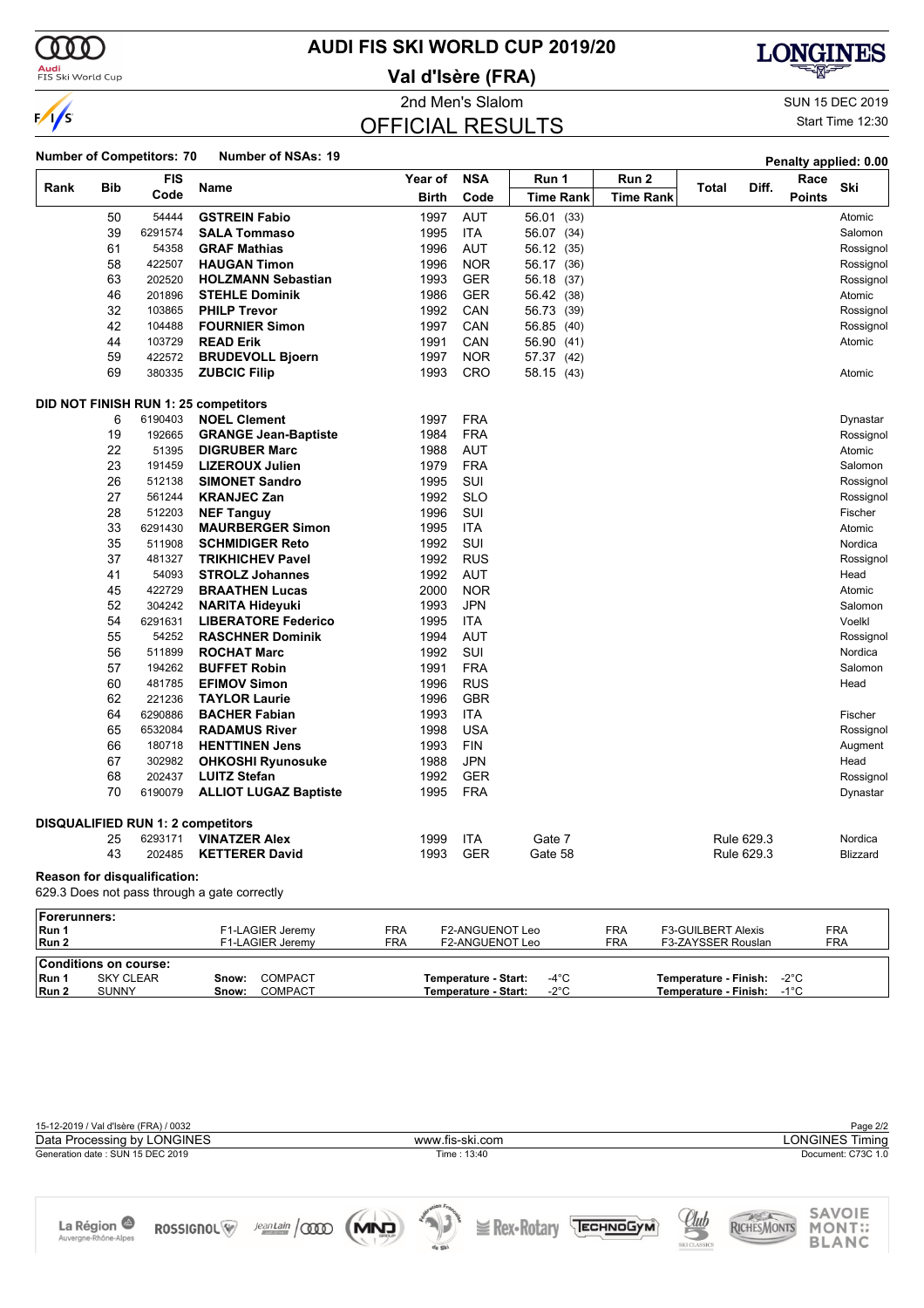# AUDI FIS SKI WORLD CUP 2019/20

## Val d'Isère (FRA)

2nd Men's Slalom

SUN 15 DEC 2019

Start Time 12:30

## OFFICIAL RESULTS

**Number of Competitors: 70** **Number of NSAs: 19**

**Penalty applied: 0.00**

| Rank | Bib | FIS Code | Name | Year of Birth | NSA Code | Run 1 Time Rank | Run 2 Time Rank | Total | Diff. | Race Points | Ski |
|---|---|---|---|---|---|---|---|---|---|---|---|
| | 50 | 54444 | **GSTREIN Fabio** | 1997 | AUT | 56.01 (33) | | | | | Atomic |
| | 39 | 6291574 | **SALA Tommaso** | 1995 | ITA | 56.07 (34) | | | | | Salomon |
| | 61 | 54358 | **GRAF Mathias** | 1996 | AUT | 56.12 (35) | | | | | Rossignol |
| | 58 | 422507 | **HAUGAN Timon** | 1996 | NOR | 56.17 (36) | | | | | Rossignol |
| | 63 | 202520 | **HOLZMANN Sebastian** | 1993 | GER | 56.18 (37) | | | | | Rossignol |
| | 46 | 201896 | **STEHLE Dominik** | 1986 | GER | 56.42 (38) | | | | | Atomic |
| | 32 | 103865 | **PHILP Trevor** | 1992 | CAN | 56.73 (39) | | | | | Rossignol |
| | 42 | 104488 | **FOURNIER Simon** | 1997 | CAN | 56.85 (40) | | | | | Rossignol |
| | 44 | 103729 | **READ Erik** | 1991 | CAN | 56.90 (41) | | | | | Atomic |
| | 59 | 422572 | **BRUDEVOLL Bjoern** | 1997 | NOR | 57.37 (42) | | | | | |
| | 69 | 380335 | **ZUBCIC Filip** | 1993 | CRO | 58.15 (43) | | | | | Atomic |

**DID NOT FINISH RUN 1: 25 competitors**

| Bib | FIS Code | Name | Year of Birth | NSA Code | Ski |
|---|---|---|---|---|---|
| 6 | 6190403 | **NOEL Clement** | 1997 | FRA | Dynastar |
| 19 | 192665 | **GRANGE Jean-Baptiste** | 1984 | FRA | Rossignol |
| 22 | 51395 | **DIGRUBER Marc** | 1988 | AUT | Atomic |
| 23 | 191459 | **LIZEROUX Julien** | 1979 | FRA | Salomon |
| 26 | 512138 | **SIMONET Sandro** | 1995 | SUI | Rossignol |
| 27 | 561244 | **KRANJEC Zan** | 1992 | SLO | Rossignol |
| 28 | 512203 | **NEF Tanguy** | 1996 | SUI | Fischer |
| 33 | 6291430 | **MAURBERGER Simon** | 1995 | ITA | Atomic |
| 35 | 511908 | **SCHMIDIGER Reto** | 1992 | SUI | Nordica |
| 37 | 481327 | **TRIKHICHEV Pavel** | 1992 | RUS | Rossignol |
| 41 | 54093 | **STROLZ Johannes** | 1992 | AUT | Head |
| 45 | 422729 | **BRAATHEN Lucas** | 2000 | NOR | Atomic |
| 52 | 304242 | **NARITA Hideyuki** | 1993 | JPN | Salomon |
| 54 | 6291631 | **LIBERATORE Federico** | 1995 | ITA | Voelkl |
| 55 | 54252 | **RASCHNER Dominik** | 1994 | AUT | Rossignol |
| 56 | 511899 | **ROCHAT Marc** | 1992 | SUI | Nordica |
| 57 | 194262 | **BUFFET Robin** | 1991 | FRA | Salomon |
| 60 | 481785 | **EFIMOV Simon** | 1996 | RUS | Head |
| 62 | 221236 | **TAYLOR Laurie** | 1996 | GBR | |
| 64 | 6290886 | **BACHER Fabian** | 1993 | ITA | Fischer |
| 65 | 6532084 | **RADAMUS River** | 1998 | USA | Rossignol |
| 66 | 180718 | **HENTTINEN Jens** | 1993 | FIN | Augment |
| 67 | 302982 | **OHKOSHI Ryunosuke** | 1988 | JPN | Head |
| 68 | 202437 | **LUITZ Stefan** | 1992 | GER | Rossignol |
| 70 | 6190079 | **ALLIOT LUGAZ Baptiste** | 1995 | FRA | Dynastar |

**DISQUALIFIED RUN 1: 2 competitors**

| Bib | FIS Code | Name | Year of Birth | NSA Code | Gate | Rule | Ski |
|---|---|---|---|---|---|---|---|
| 25 | 6293171 | **VINATZER Alex** | 1999 | ITA | Gate 7 | Rule 629.3 | Nordica |
| 43 | 202485 | **KETTERER David** | 1993 | GER | Gate 58 | Rule 629.3 | Blizzard |

**Reason for disqualification:**

629.3 Does not pass through a gate correctly

| **Forerunners:** | | | | | | |
|---|---|---|---|---|---|---|
| **Run 1** | F1-LAGIER Jeremy | FRA | F2-ANGUENOT Leo | FRA | F3-GUILBERT Alexis | FRA |
| **Run 2** | F1-LAGIER Jeremy | FRA | F2-ANGUENOT Leo | FRA | F3-ZAYSSER Rouslan | FRA |

| **Conditions on course:** | | | | |
|---|---|---|---|---|
| **Run 1** | SKY CLEAR | **Snow:** COMPACT | **Temperature - Start:** -4°C | **Temperature - Finish:** -2°C |
| **Run 2** | SUNNY | **Snow:** COMPACT | **Temperature - Start:** -2°C | **Temperature - Finish:** -1°C |

15-12-2019 / Val d'Isère (FRA) / 0032

Data Processing by LONGINES — www.fis-ski.com — LONGINES Timing

Generation date : SUN 15 DEC 2019 — Time : 13:40 — Document: C73C 1.0